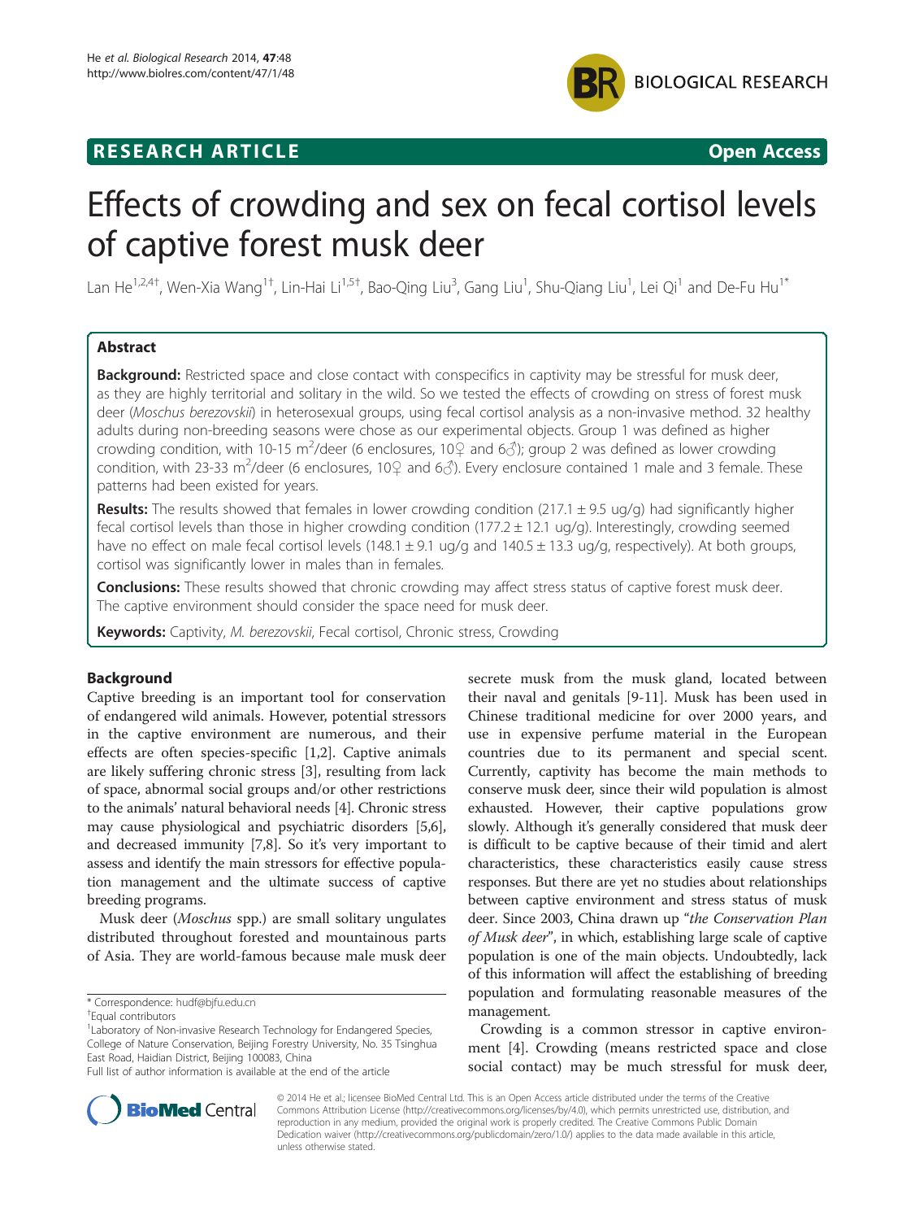# RESEARCH ARTICLE

Open Access

# Effects of crowding and sex on fecal cortisol levels of captive forest musk deer

Lan He[1,2,4†], Wen-Xia Wang[1†], Lin-Hai Li[1,5†], Bao-Qing Liu[3], Gang Liu[1], Shu-Qiang Liu[1], Lei Qi[1] and De-Fu Hu[1*]

## Abstract

**Background:** Restricted space and close contact with conspecifics in captivity may be stressful for musk deer, as they are highly territorial and solitary in the wild. So we tested the effects of crowding on stress of forest musk deer (*Moschus berezovskii*) in heterosexual groups, using fecal cortisol analysis as a non-invasive method. 32 healthy adults during non-breeding seasons were chose as our experimental objects. Group 1 was defined as higher crowding condition, with 10-15 $m^2$/deer (6 enclosures, 10♀ and 6♂); group 2 was defined as lower crowding condition, with 23-33 $m^2$/deer (6 enclosures, 10♀ and 6♂). Every enclosure contained 1 male and 3 female. These patterns had been existed for years.

**Results:** The results showed that females in lower crowding condition (217.1 ± 9.5 ug/g) had significantly higher fecal cortisol levels than those in higher crowding condition (177.2 ± 12.1 ug/g). Interestingly, crowding seemed have no effect on male fecal cortisol levels (148.1 ± 9.1 ug/g and 140.5 ± 13.3 ug/g, respectively). At both groups, cortisol was significantly lower in males than in females.

**Conclusions:** These results showed that chronic crowding may affect stress status of captive forest musk deer. The captive environment should consider the space need for musk deer.

**Keywords:** Captivity, *M. berezovskii*, Fecal cortisol, Chronic stress, Crowding

## Background

Captive breeding is an important tool for conservation of endangered wild animals. However, potential stressors in the captive environment are numerous, and their effects are often species-specific [1,2]. Captive animals are likely suffering chronic stress [3], resulting from lack of space, abnormal social groups and/or other restrictions to the animals' natural behavioral needs [4]. Chronic stress may cause physiological and psychiatric disorders [5,6], and decreased immunity [7,8]. So it's very important to assess and identify the main stressors for effective population management and the ultimate success of captive breeding programs.

Musk deer (*Moschus* spp.) are small solitary ungulates distributed throughout forested and mountainous parts of Asia. They are world-famous because male musk deer secrete musk from the musk gland, located between their naval and genitals [9-11]. Musk has been used in Chinese traditional medicine for over 2000 years, and use in expensive perfume material in the European countries due to its permanent and special scent. Currently, captivity has become the main methods to conserve musk deer, since their wild population is almost exhausted. However, their captive populations grow slowly. Although it's generally considered that musk deer is difficult to be captive because of their timid and alert characteristics, these characteristics easily cause stress responses. But there are yet no studies about relationships between captive environment and stress status of musk deer. Since 2003, China drawn up "*the Conservation Plan of Musk deer*", in which, establishing large scale of captive population is one of the main objects. Undoubtedly, lack of this information will affect the establishing of breeding population and formulating reasonable measures of the management.

Crowding is a common stressor in captive environment [4]. Crowding (means restricted space and close social contact) may be much stressful for musk deer,

\* Correspondence: hudf@bjfu.edu.cn

†Equal contributors

[1]Laboratory of Non-invasive Research Technology for Endangered Species, College of Nature Conservation, Beijing Forestry University, No. 35 Tsinghua East Road, Haidian District, Beijing 100083, China

Full list of author information is available at the end of the article

© 2014 He et al.; licensee BioMed Central Ltd. This is an Open Access article distributed under the terms of the Creative Commons Attribution License (http://creativecommons.org/licenses/by/4.0), which permits unrestricted use, distribution, and reproduction in any medium, provided the original work is properly credited. The Creative Commons Public Domain Dedication waiver (http://creativecommons.org/publicdomain/zero/1.0/) applies to the data made available in this article, unless otherwise stated.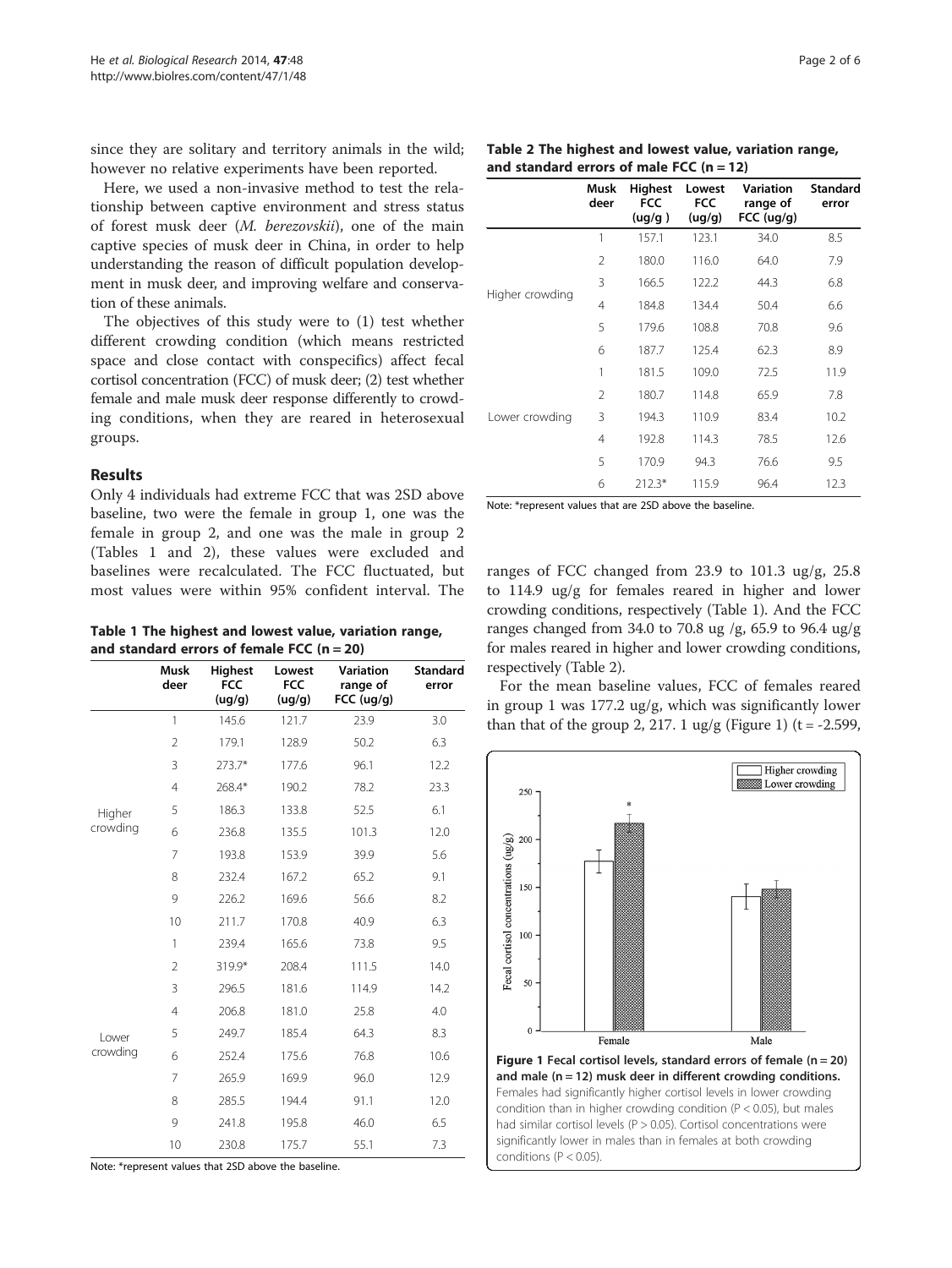since they are solitary and territory animals in the wild; however no relative experiments have been reported.

Here, we used a non-invasive method to test the relationship between captive environment and stress status of forest musk deer (*M. berezovskii*), one of the main captive species of musk deer in China, in order to help understanding the reason of difficult population development in musk deer, and improving welfare and conservation of these animals.

The objectives of this study were to (1) test whether different crowding condition (which means restricted space and close contact with conspecifics) affect fecal cortisol concentration (FCC) of musk deer; (2) test whether female and male musk deer response differently to crowding conditions, when they are reared in heterosexual groups.

## Results

Only 4 individuals had extreme FCC that was 2SD above baseline, two were the female in group 1, one was the female in group 2, and one was the male in group 2 (Tables 1 and 2), these values were excluded and baselines were recalculated. The FCC fluctuated, but most values were within 95% confident interval. The ranges of FCC changed from 23.9 to 101.3 ug/g, 25.8 to 114.9 ug/g for females reared in higher and lower crowding conditions, respectively (Table 1). And the FCC ranges changed from 34.0 to 70.8 ug /g, 65.9 to 96.4 ug/g for males reared in higher and lower crowding conditions, respectively (Table 2).

**Table 1 The highest and lowest value, variation range, and standard errors of female FCC (n = 20)**

| | Musk deer | Highest FCC (ug/g) | Lowest FCC (ug/g) | Variation range of FCC (ug/g) | Standard error |
|---|---|---|---|---|---|
| Higher crowding | 1 | 145.6 | 121.7 | 23.9 | 3.0 |
| | 2 | 179.1 | 128.9 | 50.2 | 6.3 |
| | 3 | 273.7* | 177.6 | 96.1 | 12.2 |
| | 4 | 268.4* | 190.2 | 78.2 | 23.3 |
| | 5 | 186.3 | 133.8 | 52.5 | 6.1 |
| | 6 | 236.8 | 135.5 | 101.3 | 12.0 |
| | 7 | 193.8 | 153.9 | 39.9 | 5.6 |
| | 8 | 232.4 | 167.2 | 65.2 | 9.1 |
| | 9 | 226.2 | 169.6 | 56.6 | 8.2 |
| | 10 | 211.7 | 170.8 | 40.9 | 6.3 |
| Lower crowding | 1 | 239.4 | 165.6 | 73.8 | 9.5 |
| | 2 | 319.9* | 208.4 | 111.5 | 14.0 |
| | 3 | 296.5 | 181.6 | 114.9 | 14.2 |
| | 4 | 206.8 | 181.0 | 25.8 | 4.0 |
| | 5 | 249.7 | 185.4 | 64.3 | 8.3 |
| | 6 | 252.4 | 175.6 | 76.8 | 10.6 |
| | 7 | 265.9 | 169.9 | 96.0 | 12.9 |
| | 8 | 285.5 | 194.4 | 91.1 | 12.0 |
| | 9 | 241.8 | 195.8 | 46.0 | 6.5 |
| | 10 | 230.8 | 175.7 | 55.1 | 7.3 |

Note: *represent values that 2SD above the baseline.

**Table 2 The highest and lowest value, variation range, and standard errors of male FCC (n = 12)**

| | Musk deer | Highest FCC (ug/g ) | Lowest FCC (ug/g) | Variation range of FCC (ug/g) | Standard error |
|---|---|---|---|---|---|
| Higher crowding | 1 | 157.1 | 123.1 | 34.0 | 8.5 |
| | 2 | 180.0 | 116.0 | 64.0 | 7.9 |
| | 3 | 166.5 | 122.2 | 44.3 | 6.8 |
| | 4 | 184.8 | 134.4 | 50.4 | 6.6 |
| | 5 | 179.6 | 108.8 | 70.8 | 9.6 |
| | 6 | 187.7 | 125.4 | 62.3 | 8.9 |
| Lower crowding | 1 | 181.5 | 109.0 | 72.5 | 11.9 |
| | 2 | 180.7 | 114.8 | 65.9 | 7.8 |
| | 3 | 194.3 | 110.9 | 83.4 | 10.2 |
| | 4 | 192.8 | 114.3 | 78.5 | 12.6 |
| | 5 | 170.9 | 94.3 | 76.6 | 9.5 |
| | 6 | 212.3* | 115.9 | 96.4 | 12.3 |

Note: *represent values that are 2SD above the baseline.

For the mean baseline values, FCC of females reared in group 1 was 177.2 ug/g, which was significantly lower than that of the group 2, 217. 1 ug/g (Figure 1) ($t = -2.599$,

**Figure 1 Fecal cortisol levels, standard errors of female (n = 20) and male (n = 12) musk deer in different crowding conditions.** Females had significantly higher cortisol levels in lower crowding condition than in higher crowding condition ($P < 0.05$), but males had similar cortisol levels ($P > 0.05$). Cortisol concentrations were significantly lower in males than in females at both crowding conditions ($P < 0.05$).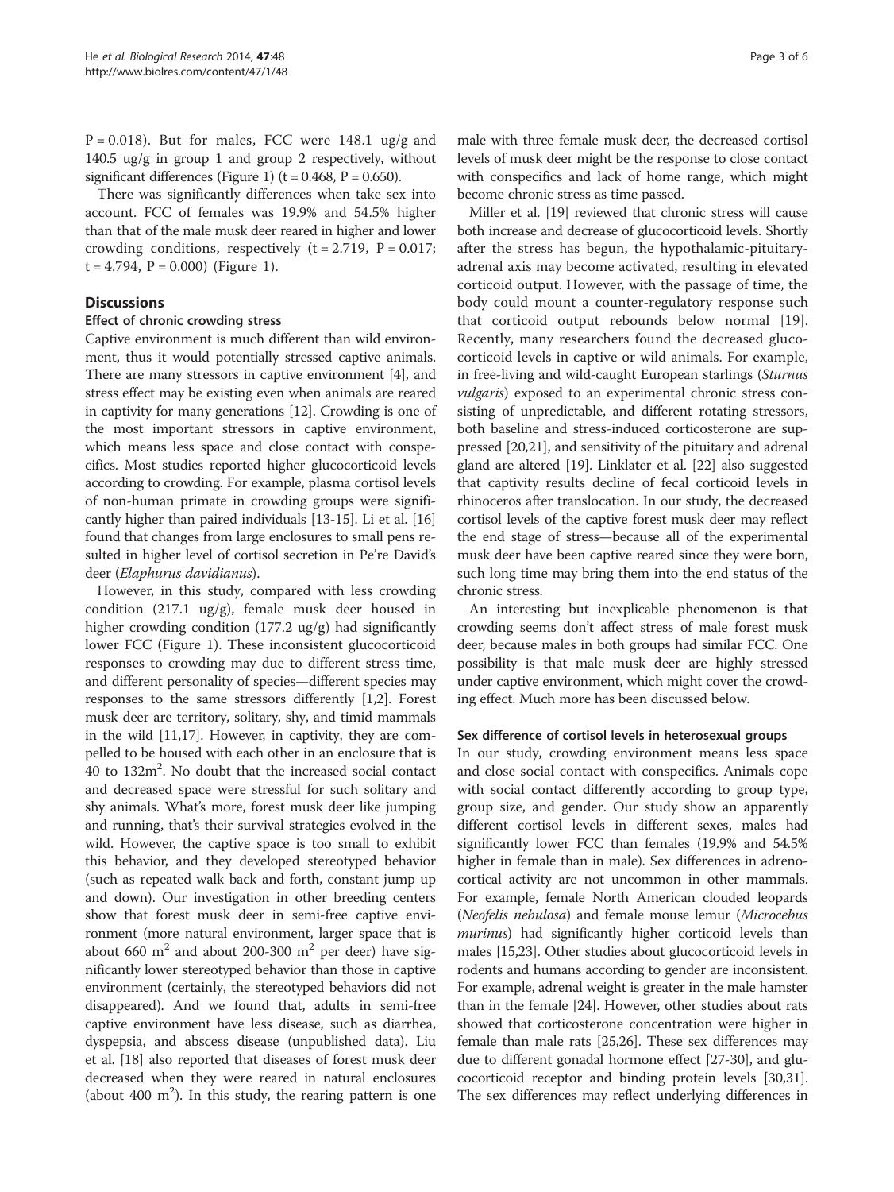P = 0.018). But for males, FCC were 148.1 ug/g and 140.5 ug/g in group 1 and group 2 respectively, without significant differences (Figure 1) (t = 0.468, P = 0.650).

There was significantly differences when take sex into account. FCC of females was 19.9% and 54.5% higher than that of the male musk deer reared in higher and lower crowding conditions, respectively (t = 2.719, P = 0.017; t = 4.794, P = 0.000) (Figure 1).

## Discussions

### Effect of chronic crowding stress

Captive environment is much different than wild environment, thus it would potentially stressed captive animals. There are many stressors in captive environment [4], and stress effect may be existing even when animals are reared in captivity for many generations [12]. Crowding is one of the most important stressors in captive environment, which means less space and close contact with conspecifics. Most studies reported higher glucocorticoid levels according to crowding. For example, plasma cortisol levels of non-human primate in crowding groups were significantly higher than paired individuals [13-15]. Li et al. [16] found that changes from large enclosures to small pens resulted in higher level of cortisol secretion in Pe're David's deer (*Elaphurus davidianus*).

However, in this study, compared with less crowding condition (217.1 ug/g), female musk deer housed in higher crowding condition (177.2 ug/g) had significantly lower FCC (Figure 1). These inconsistent glucocorticoid responses to crowding may due to different stress time, and different personality of species—different species may responses to the same stressors differently [1,2]. Forest musk deer are territory, solitary, shy, and timid mammals in the wild [11,17]. However, in captivity, they are compelled to be housed with each other in an enclosure that is 40 to 132m$^2$. No doubt that the increased social contact and decreased space were stressful for such solitary and shy animals. What's more, forest musk deer like jumping and running, that's their survival strategies evolved in the wild. However, the captive space is too small to exhibit this behavior, and they developed stereotyped behavior (such as repeated walk back and forth, constant jump up and down). Our investigation in other breeding centers show that forest musk deer in semi-free captive environment (more natural environment, larger space that is about 660 m$^2$ and about 200-300 m$^2$ per deer) have significantly lower stereotyped behavior than those in captive environment (certainly, the stereotyped behaviors did not disappeared). And we found that, adults in semi-free captive environment have less disease, such as diarrhea, dyspepsia, and abscess disease (unpublished data). Liu et al. [18] also reported that diseases of forest musk deer decreased when they were reared in natural enclosures (about 400 m$^2$). In this study, the rearing pattern is one male with three female musk deer, the decreased cortisol levels of musk deer might be the response to close contact with conspecifics and lack of home range, which might become chronic stress as time passed.

Miller et al. [19] reviewed that chronic stress will cause both increase and decrease of glucocorticoid levels. Shortly after the stress has begun, the hypothalamic-pituitary-adrenal axis may become activated, resulting in elevated corticoid output. However, with the passage of time, the body could mount a counter-regulatory response such that corticoid output rebounds below normal [19]. Recently, many researchers found the decreased glucocorticoid levels in captive or wild animals. For example, in free-living and wild-caught European starlings (*Sturnus vulgaris*) exposed to an experimental chronic stress consisting of unpredictable, and different rotating stressors, both baseline and stress-induced corticosterone are suppressed [20,21], and sensitivity of the pituitary and adrenal gland are altered [19]. Linklater et al. [22] also suggested that captivity results decline of fecal corticoid levels in rhinoceros after translocation. In our study, the decreased cortisol levels of the captive forest musk deer may reflect the end stage of stress—because all of the experimental musk deer have been captive reared since they were born, such long time may bring them into the end status of the chronic stress.

An interesting but inexplicable phenomenon is that crowding seems don't affect stress of male forest musk deer, because males in both groups had similar FCC. One possibility is that male musk deer are highly stressed under captive environment, which might cover the crowding effect. Much more has been discussed below.

### Sex difference of cortisol levels in heterosexual groups

In our study, crowding environment means less space and close social contact with conspecifics. Animals cope with social contact differently according to group type, group size, and gender. Our study show an apparently different cortisol levels in different sexes, males had significantly lower FCC than females (19.9% and 54.5% higher in female than in male). Sex differences in adrenocortical activity are not uncommon in other mammals. For example, female North American clouded leopards (*Neofelis nebulosa*) and female mouse lemur (*Microcebus murinus*) had significantly higher corticoid levels than males [15,23]. Other studies about glucocorticoid levels in rodents and humans according to gender are inconsistent. For example, adrenal weight is greater in the male hamster than in the female [24]. However, other studies about rats showed that corticosterone concentration were higher in female than male rats [25,26]. These sex differences may due to different gonadal hormone effect [27-30], and glucocorticoid receptor and binding protein levels [30,31]. The sex differences may reflect underlying differences in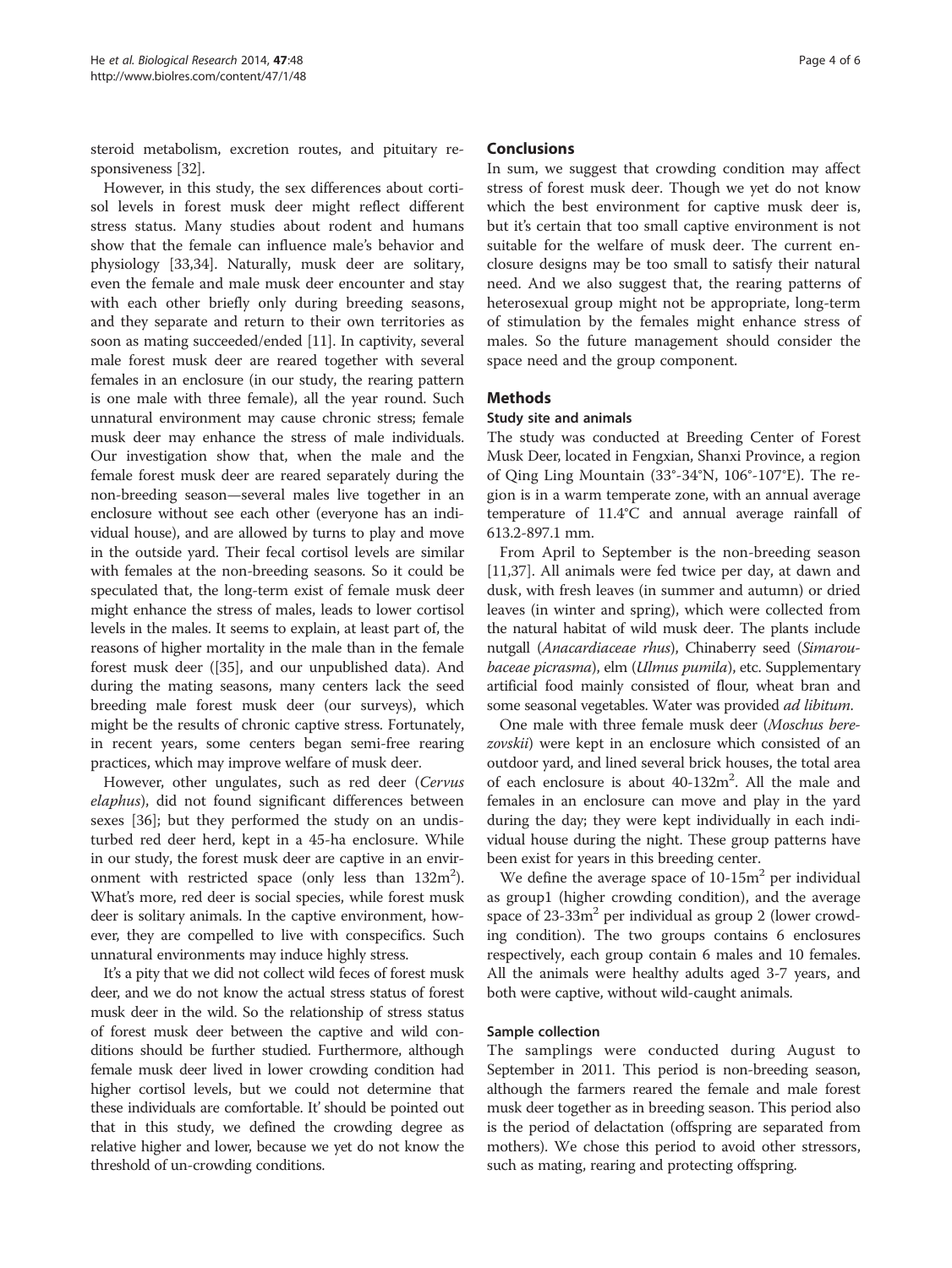steroid metabolism, excretion routes, and pituitary responsiveness [32].

However, in this study, the sex differences about cortisol levels in forest musk deer might reflect different stress status. Many studies about rodent and humans show that the female can influence male's behavior and physiology [33,34]. Naturally, musk deer are solitary, even the female and male musk deer encounter and stay with each other briefly only during breeding seasons, and they separate and return to their own territories as soon as mating succeeded/ended [11]. In captivity, several male forest musk deer are reared together with several females in an enclosure (in our study, the rearing pattern is one male with three female), all the year round. Such unnatural environment may cause chronic stress; female musk deer may enhance the stress of male individuals. Our investigation show that, when the male and the female forest musk deer are reared separately during the non-breeding season—several males live together in an enclosure without see each other (everyone has an individual house), and are allowed by turns to play and move in the outside yard. Their fecal cortisol levels are similar with females at the non-breeding seasons. So it could be speculated that, the long-term exist of female musk deer might enhance the stress of males, leads to lower cortisol levels in the males. It seems to explain, at least part of, the reasons of higher mortality in the male than in the female forest musk deer ([35], and our unpublished data). And during the mating seasons, many centers lack the seed breeding male forest musk deer (our surveys), which might be the results of chronic captive stress. Fortunately, in recent years, some centers began semi-free rearing practices, which may improve welfare of musk deer.

However, other ungulates, such as red deer (*Cervus elaphus*), did not found significant differences between sexes [36]; but they performed the study on an undisturbed red deer herd, kept in a 45-ha enclosure. While in our study, the forest musk deer are captive in an environment with restricted space (only less than 132m$^2$). What's more, red deer is social species, while forest musk deer is solitary animals. In the captive environment, however, they are compelled to live with conspecifics. Such unnatural environments may induce highly stress.

It's a pity that we did not collect wild feces of forest musk deer, and we do not know the actual stress status of forest musk deer in the wild. So the relationship of stress status of forest musk deer between the captive and wild conditions should be further studied. Furthermore, although female musk deer lived in lower crowding condition had higher cortisol levels, but we could not determine that these individuals are comfortable. It' should be pointed out that in this study, we defined the crowding degree as relative higher and lower, because we yet do not know the threshold of un-crowding conditions.

## Conclusions

In sum, we suggest that crowding condition may affect stress of forest musk deer. Though we yet do not know which the best environment for captive musk deer is, but it's certain that too small captive environment is not suitable for the welfare of musk deer. The current enclosure designs may be too small to satisfy their natural need. And we also suggest that, the rearing patterns of heterosexual group might not be appropriate, long-term of stimulation by the females might enhance stress of males. So the future management should consider the space need and the group component.

## Methods

### Study site and animals

The study was conducted at Breeding Center of Forest Musk Deer, located in Fengxian, Shanxi Province, a region of Qing Ling Mountain (33°-34°N, 106°-107°E). The region is in a warm temperate zone, with an annual average temperature of 11.4°C and annual average rainfall of 613.2-897.1 mm.

From April to September is the non-breeding season [11,37]. All animals were fed twice per day, at dawn and dusk, with fresh leaves (in summer and autumn) or dried leaves (in winter and spring), which were collected from the natural habitat of wild musk deer. The plants include nutgall (*Anacardiaceae rhus*), Chinaberry seed (*Simaroubaceae picrasma*), elm (*Ulmus pumila*), etc. Supplementary artificial food mainly consisted of flour, wheat bran and some seasonal vegetables. Water was provided *ad libitum*.

One male with three female musk deer (*Moschus berezovskii*) were kept in an enclosure which consisted of an outdoor yard, and lined several brick houses, the total area of each enclosure is about 40-132m$^2$. All the male and females in an enclosure can move and play in the yard during the day; they were kept individually in each individual house during the night. These group patterns have been exist for years in this breeding center.

We define the average space of 10-15m$^2$ per individual as group1 (higher crowding condition), and the average space of 23-33m$^2$ per individual as group 2 (lower crowding condition). The two groups contains 6 enclosures respectively, each group contain 6 males and 10 females. All the animals were healthy adults aged 3-7 years, and both were captive, without wild-caught animals.

### Sample collection

The samplings were conducted during August to September in 2011. This period is non-breeding season, although the farmers reared the female and male forest musk deer together as in breeding season. This period also is the period of delactation (offspring are separated from mothers). We chose this period to avoid other stressors, such as mating, rearing and protecting offspring.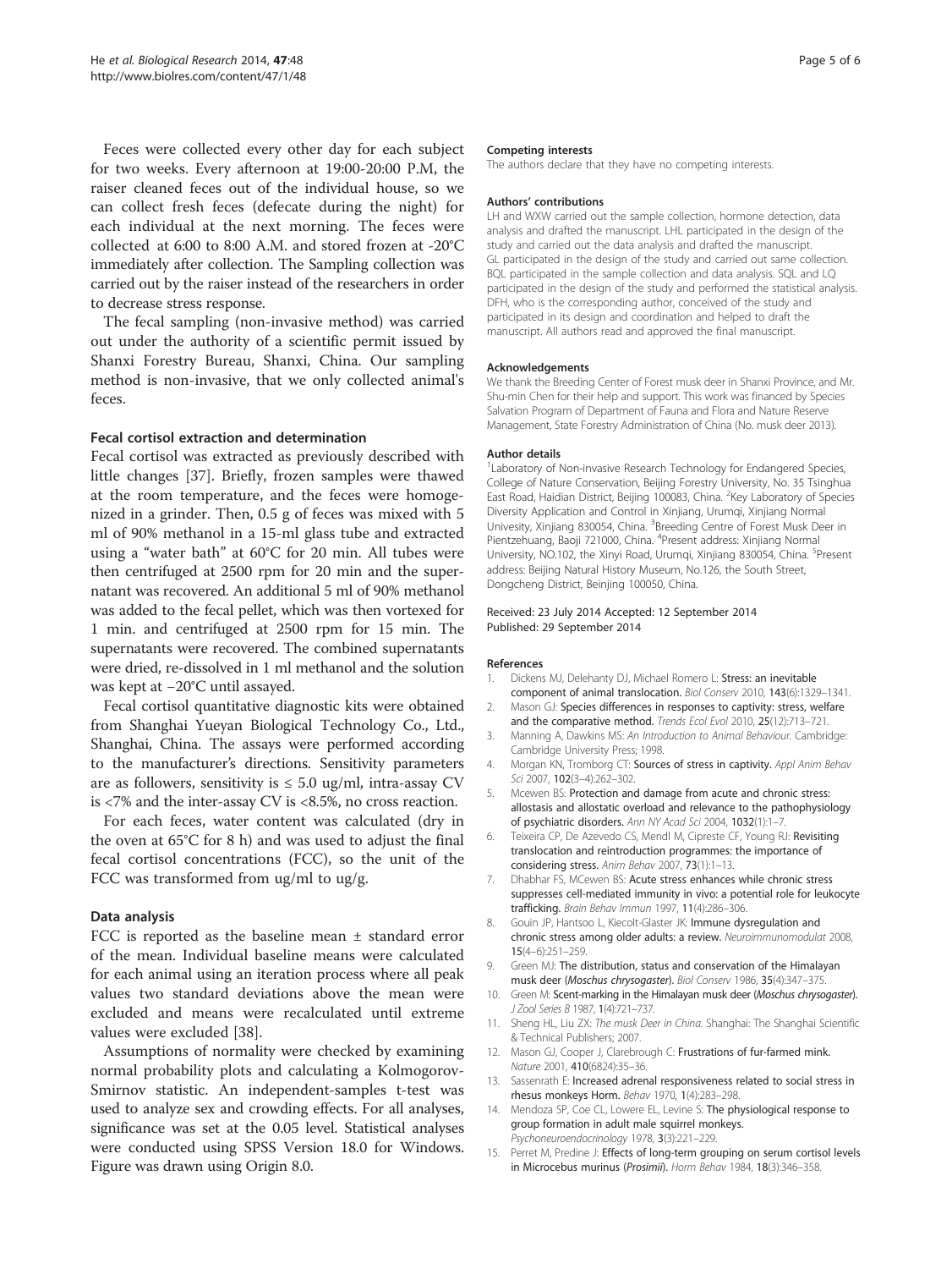Feces were collected every other day for each subject for two weeks. Every afternoon at 19:00-20:00 P.M, the raiser cleaned feces out of the individual house, so we can collect fresh feces (defecate during the night) for each individual at the next morning. The feces were collected at 6:00 to 8:00 A.M. and stored frozen at -20°C immediately after collection. The Sampling collection was carried out by the raiser instead of the researchers in order to decrease stress response.

The fecal sampling (non-invasive method) was carried out under the authority of a scientific permit issued by Shanxi Forestry Bureau, Shanxi, China. Our sampling method is non-invasive, that we only collected animal's feces.

### Fecal cortisol extraction and determination

Fecal cortisol was extracted as previously described with little changes [37]. Briefly, frozen samples were thawed at the room temperature, and the feces were homogenized in a grinder. Then, 0.5 g of feces was mixed with 5 ml of 90% methanol in a 15-ml glass tube and extracted using a "water bath" at 60°C for 20 min. All tubes were then centrifuged at 2500 rpm for 20 min and the supernatant was recovered. An additional 5 ml of 90% methanol was added to the fecal pellet, which was then vortexed for 1 min. and centrifuged at 2500 rpm for 15 min. The supernatants were recovered. The combined supernatants were dried, re-dissolved in 1 ml methanol and the solution was kept at −20°C until assayed.

Fecal cortisol quantitative diagnostic kits were obtained from Shanghai Yueyan Biological Technology Co., Ltd., Shanghai, China. The assays were performed according to the manufacturer's directions. Sensitivity parameters are as followers, sensitivity is ≤ 5.0 ug/ml, intra-assay CV is <7% and the inter-assay CV is <8.5%, no cross reaction.

For each feces, water content was calculated (dry in the oven at 65°C for 8 h) and was used to adjust the final fecal cortisol concentrations (FCC), so the unit of the FCC was transformed from ug/ml to ug/g.

### Data analysis

FCC is reported as the baseline mean ± standard error of the mean. Individual baseline means were calculated for each animal using an iteration process where all peak values two standard deviations above the mean were excluded and means were recalculated until extreme values were excluded [38].

Assumptions of normality were checked by examining normal probability plots and calculating a Kolmogorov-Smirnov statistic. An independent-samples t-test was used to analyze sex and crowding effects. For all analyses, significance was set at the 0.05 level. Statistical analyses were conducted using SPSS Version 18.0 for Windows. Figure was drawn using Origin 8.0.

#### Competing interests

The authors declare that they have no competing interests.

#### Authors' contributions

LH and WXW carried out the sample collection, hormone detection, data analysis and drafted the manuscript. LHL participated in the design of the study and carried out the data analysis and drafted the manuscript. GL participated in the design of the study and carried out same collection. BQL participated in the sample collection and data analysis. SQL and LQ participated in the design of the study and performed the statistical analysis. DFH, who is the corresponding author, conceived of the study and participated in its design and coordination and helped to draft the manuscript. All authors read and approved the final manuscript.

#### Acknowledgements

We thank the Breeding Center of Forest musk deer in Shanxi Province, and Mr. Shu-min Chen for their help and support. This work was financed by Species Salvation Program of Department of Fauna and Flora and Nature Reserve Management, State Forestry Administration of China (No. musk deer 2013).

#### Author details

[1]Laboratory of Non-invasive Research Technology for Endangered Species, College of Nature Conservation, Beijing Forestry University, No. 35 Tsinghua East Road, Haidian District, Beijing 100083, China. [2]Key Laboratory of Species Diversity Application and Control in Xinjiang, Urumqi, Xinjiang Normal Univesity, Xinjiang 830054, China. [3]Breeding Centre of Forest Musk Deer in Pientzehuang, Baoji 721000, China. [4]Present address: Xinjiang Normal University, NO.102, the Xinyi Road, Urumqi, Xinjiang 830054, China. [5]Present address: Beijing Natural History Museum, No.126, the South Street, Dongcheng District, Beinjing 100050, China.

Received: 23 July 2014 Accepted: 12 September 2014
Published: 29 September 2014

#### References

1. Dickens MJ, Delehanty DJ, Michael Romero L: **Stress: an inevitable component of animal translocation.** *Biol Conserv* 2010, **143**(6):1329–1341.
2. Mason GJ: **Species differences in responses to captivity: stress, welfare and the comparative method.** *Trends Ecol Evol* 2010, **25**(12):713–721.
3. Manning A, Dawkins MS: *An Introduction to Animal Behaviour.* Cambridge: Cambridge University Press; 1998.
4. Morgan KN, Tromborg CT: **Sources of stress in captivity.** *Appl Anim Behav Sci* 2007, **102**(3–4):262–302.
5. Mcewen BS: **Protection and damage from acute and chronic stress: allostasis and allostatic overload and relevance to the pathophysiology of psychiatric disorders.** *Ann NY Acad Sci* 2004, **1032**(1):1–7.
6. Teixeira CP, De Azevedo CS, Mendl M, Cipreste CF, Young RJ: **Revisiting translocation and reintroduction programmes: the importance of considering stress.** *Anim Behav* 2007, **73**(1):1–13.
7. Dhabhar FS, MCewen BS: **Acute stress enhances while chronic stress suppresses cell-mediated immunity in vivo: a potential role for leukocyte trafficking.** *Brain Behav Immun* 1997, **11**(4):286–306.
8. Gouin JP, Hantsoo L, Kiecolt-Glaster JK: **Immune dysregulation and chronic stress among older adults: a review.** *Neuroimmunomodulat* 2008, **15**(4–6):251–259.
9. Green MJ: **The distribution, status and conservation of the Himalayan musk deer (*Moschus chrysogaster*).** *Biol Conserv* 1986, **35**(4):347–375.
10. Green M: **Scent-marking in the Himalayan musk deer (*Moschus chrysogaster*).** *J Zool Series B* 1987, **1**(4):721–737.
11. Sheng HL, Liu ZX: *The musk Deer in China.* Shanghai: The Shanghai Scientific & Technical Publishers; 2007.
12. Mason GJ, Cooper J, Clarebrough C: **Frustrations of fur-farmed mink.** *Nature* 2001, **410**(6824):35–36.
13. Sassenrath E: **Increased adrenal responsiveness related to social stress in rhesus monkeys Horm.** *Behav* 1970, **1**(4):283–298.
14. Mendoza SP, Coe CL, Lowere EL, Levine S: **The physiological response to group formation in adult male squirrel monkeys.** *Psychoneuroendocrinology* 1978, **3**(3):221–229.
15. Perret M, Predine J: **Effects of long-term grouping on serum cortisol levels in Microcebus murinus (*Prosimii*).** *Horm Behav* 1984, **18**(3):346–358.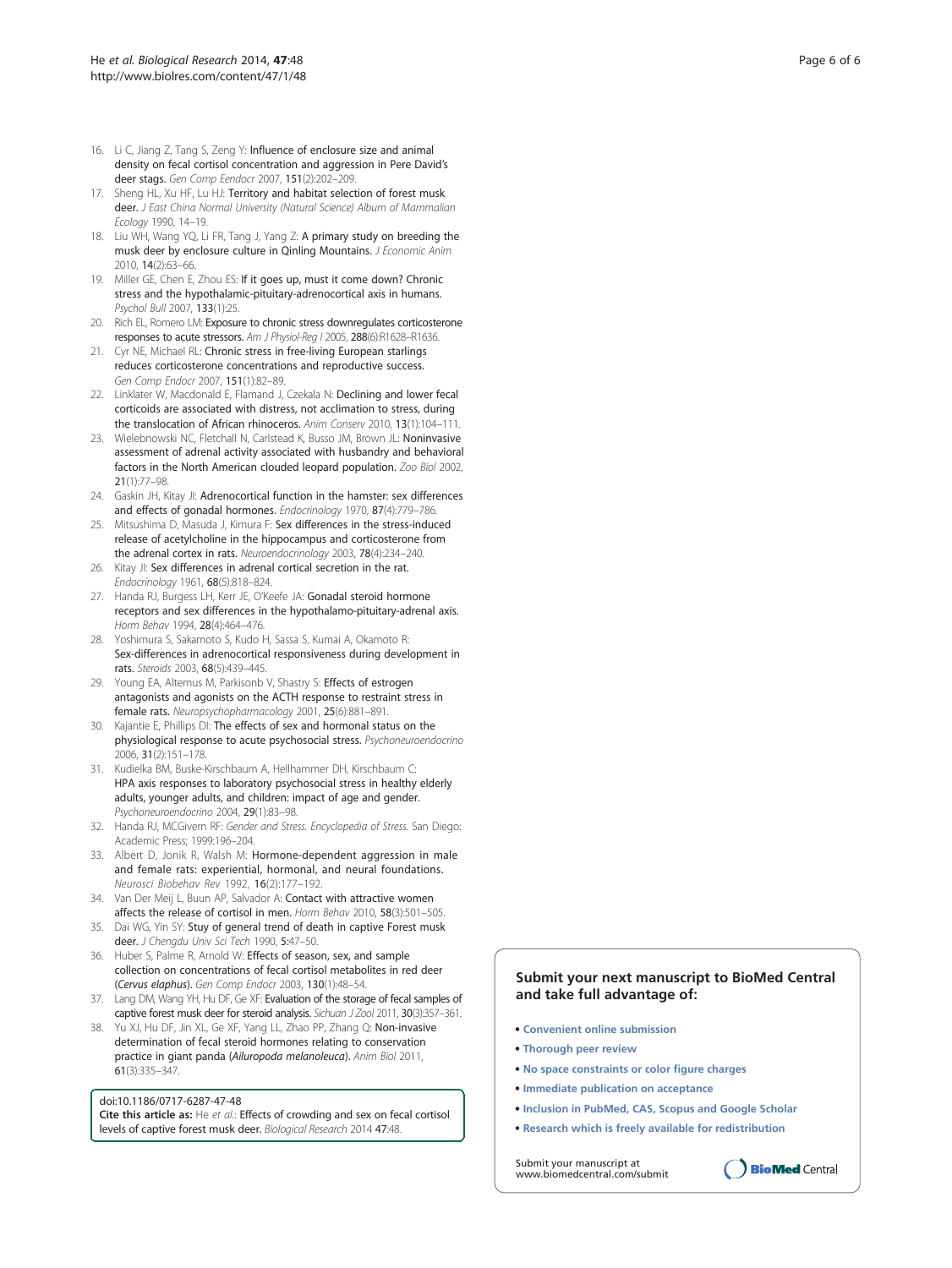16. Li C, Jiang Z, Tang S, Zeng Y: Influence of enclosure size and animal density on fecal cortisol concentration and aggression in Pere David's deer stags. *Gen Comp Eendocr* 2007, **151**(2):202–209.
17. Sheng HL, Xu HF, Lu HJ: Territory and habitat selection of forest musk deer. *J East China Normal University (Natural Science) Album of Mammalian Ecology* 1990, 14–19.
18. Liu WH, Wang YQ, Li FR, Tang J, Yang Z: A primary study on breeding the musk deer by enclosure culture in Qinling Mountains. *J Economic Anim* 2010, **14**(2):63–66.
19. Miller GE, Chen E, Zhou ES: If it goes up, must it come down? Chronic stress and the hypothalamic-pituitary-adrenocortical axis in humans. *Psychol Bull* 2007, **133**(1):25.
20. Rich EL, Romero LM: Exposure to chronic stress downregulates corticosterone responses to acute stressors. *Am J Physiol-Reg I* 2005, **288**(6):R1628–R1636.
21. Cyr NE, Michael RL: Chronic stress in free-living European starlings reduces corticosterone concentrations and reproductive success. *Gen Comp Endocr* 2007, **151**(1):82–89.
22. Linklater W, Macdonald E, Flamand J, Czekala N: Declining and lower fecal corticoids are associated with distress, not acclimation to stress, during the translocation of African rhinoceros. *Anim Conserv* 2010, **13**(1):104–111.
23. Wielebnowski NC, Fletchall N, Carlstead K, Busso JM, Brown JL: Noninvasive assessment of adrenal activity associated with husbandry and behavioral factors in the North American clouded leopard population. *Zoo Biol* 2002, **21**(1):77–98.
24. Gaskin JH, Kitay JI: Adrenocortical function in the hamster: sex differences and effects of gonadal hormones. *Endocrinology* 1970, **87**(4):779–786.
25. Mitsushima D, Masuda J, Kimura F: Sex differences in the stress-induced release of acetylcholine in the hippocampus and corticosterone from the adrenal cortex in rats. *Neuroendocrinology* 2003, **78**(4):234–240.
26. Kitay JI: Sex differences in adrenal cortical secretion in the rat. *Endocrinology* 1961, **68**(5):818–824.
27. Handa RJ, Burgess LH, Kerr JE, O'Keefe JA: Gonadal steroid hormone receptors and sex differences in the hypothalamo-pituitary-adrenal axis. *Horm Behav* 1994, **28**(4):464–476.
28. Yoshimura S, Sakamoto S, Kudo H, Sassa S, Kumai A, Okamoto R: Sex-differences in adrenocortical responsiveness during development in rats. *Steroids* 2003, **68**(5):439–445.
29. Young EA, Altemus M, Parkisonb V, Shastry S: Effects of estrogen antagonists and agonists on the ACTH response to restraint stress in female rats. *Neuropsychopharmacology* 2001, **25**(6):881–891.
30. Kajantie E, Phillips DI: The effects of sex and hormonal status on the physiological response to acute psychosocial stress. *Psychoneuroendocrino* 2006, **31**(2):151–178.
31. Kudielka BM, Buske-Kirschbaum A, Hellhammer DH, Kirschbaum C: HPA axis responses to laboratory psychosocial stress in healthy elderly adults, younger adults, and children: impact of age and gender. *Psychoneuroendocrino* 2004, **29**(1):83–98.
32. Handa RJ, MCGivern RF: *Gender and Stress. Encyclopedia of Stress.* San Diego: Academic Press; 1999:196–204.
33. Albert D, Jonik R, Walsh M: Hormone-dependent aggression in male and female rats: experiential, hormonal, and neural foundations. *Neurosci Biobehav Rev* 1992, **16**(2):177–192.
34. Van Der Meij L, Buun AP, Salvador A: Contact with attractive women affects the release of cortisol in men. *Horm Behav* 2010, **58**(3):501–505.
35. Dai WG, Yin SY: Stuy of general trend of death in captive Forest musk deer. *J Chengdu Univ Sci Tech* 1990, **5**:47–50.
36. Huber S, Palme R, Arnold W: Effects of season, sex, and sample collection on concentrations of fecal cortisol metabolites in red deer (*Cervus elaphus*). *Gen Comp Endocr* 2003, **130**(1):48–54.
37. Lang DM, Wang YH, Hu DF, Ge XF: Evaluation of the storage of fecal samples of captive forest musk deer for steroid analysis. *Sichuan J Zool* 2011, **30**(3):357–361.
38. Yu XJ, Hu DF, Jin XL, Ge XF, Yang LL, Zhao PP, Zhang Q: Non-invasive determination of fecal steroid hormones relating to conservation practice in giant panda (*Ailuropoda melanoleuca*). *Anim Biol* 2011, **61**(3):335–347.

doi:10.1186/0717-6287-47-48

**Cite this article as:** He *et al.*: Effects of crowding and sex on fecal cortisol levels of captive forest musk deer. *Biological Research* 2014 **47**:48.

**Submit your next manuscript to BioMed Central and take full advantage of:**

- Convenient online submission
- Thorough peer review
- No space constraints or color figure charges
- Immediate publication on acceptance
- Inclusion in PubMed, CAS, Scopus and Google Scholar
- Research which is freely available for redistribution

Submit your manuscript at www.biomedcentral.com/submit

BioMed Central